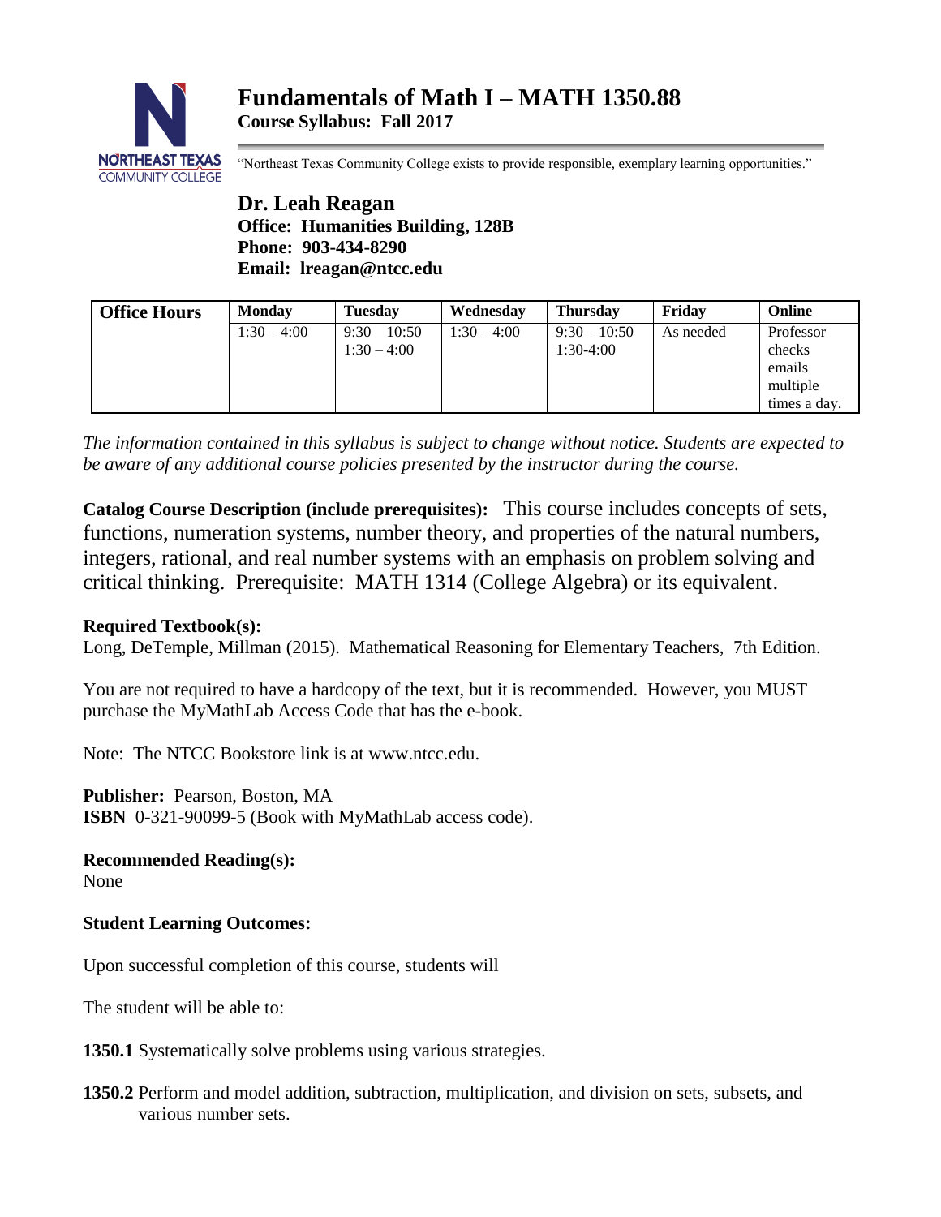# Fundamentals of Math I – MATH 1350.88

**Course Syllabus: Fall 2017**

"Northeast Texas Community College exists to provide responsible, exemplary learning opportunities."

**Dr. Leah Reagan**
**Office: Humanities Building, 128B**
**Phone: 903-434-8290**
**Email: lreagan@ntcc.edu**

| Office Hours | Monday | Tuesday | Wednesday | Thursday | Friday | Online |
|---|---|---|---|---|---|---|
| | 1:30 – 4:00 | 9:30 – 10:50<br>1:30 – 4:00 | 1:30 – 4:00 | 9:30 – 10:50<br>1:30-4:00 | As needed | Professor checks emails multiple times a day. |

*The information contained in this syllabus is subject to change without notice. Students are expected to be aware of any additional course policies presented by the instructor during the course.*

**Catalog Course Description (include prerequisites):** This course includes concepts of sets, functions, numeration systems, number theory, and properties of the natural numbers, integers, rational, and real number systems with an emphasis on problem solving and critical thinking. Prerequisite: MATH 1314 (College Algebra) or its equivalent.

**Required Textbook(s):**
Long, DeTemple, Millman (2015). Mathematical Reasoning for Elementary Teachers, 7th Edition.

You are not required to have a hardcopy of the text, but it is recommended. However, you MUST purchase the MyMathLab Access Code that has the e-book.

Note: The NTCC Bookstore link is at www.ntcc.edu.

**Publisher:** Pearson, Boston, MA
**ISBN** 0-321-90099-5 (Book with MyMathLab access code).

**Recommended Reading(s):**
None

**Student Learning Outcomes:**

Upon successful completion of this course, students will

The student will be able to:

**1350.1** Systematically solve problems using various strategies.

**1350.2** Perform and model addition, subtraction, multiplication, and division on sets, subsets, and various number sets.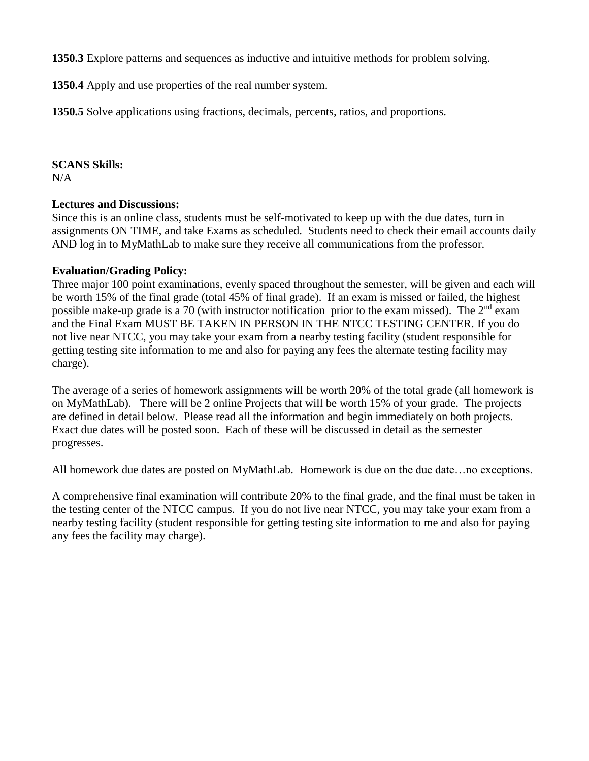**1350.3** Explore patterns and sequences as inductive and intuitive methods for problem solving.

**1350.4** Apply and use properties of the real number system.

**1350.5** Solve applications using fractions, decimals, percents, ratios, and proportions.

**SCANS Skills:**
N/A

**Lectures and Discussions:**
Since this is an online class, students must be self-motivated to keep up with the due dates, turn in assignments ON TIME, and take Exams as scheduled. Students need to check their email accounts daily AND log in to MyMathLab to make sure they receive all communications from the professor.

**Evaluation/Grading Policy:**
Three major 100 point examinations, evenly spaced throughout the semester, will be given and each will be worth 15% of the final grade (total 45% of final grade). If an exam is missed or failed, the highest possible make-up grade is a 70 (with instructor notification prior to the exam missed). The 2nd exam and the Final Exam MUST BE TAKEN IN PERSON IN THE NTCC TESTING CENTER. If you do not live near NTCC, you may take your exam from a nearby testing facility (student responsible for getting testing site information to me and also for paying any fees the alternate testing facility may charge).

The average of a series of homework assignments will be worth 20% of the total grade (all homework is on MyMathLab). There will be 2 online Projects that will be worth 15% of your grade. The projects are defined in detail below. Please read all the information and begin immediately on both projects. Exact due dates will be posted soon. Each of these will be discussed in detail as the semester progresses.

All homework due dates are posted on MyMathLab. Homework is due on the due date…no exceptions.

A comprehensive final examination will contribute 20% to the final grade, and the final must be taken in the testing center of the NTCC campus. If you do not live near NTCC, you may take your exam from a nearby testing facility (student responsible for getting testing site information to me and also for paying any fees the facility may charge).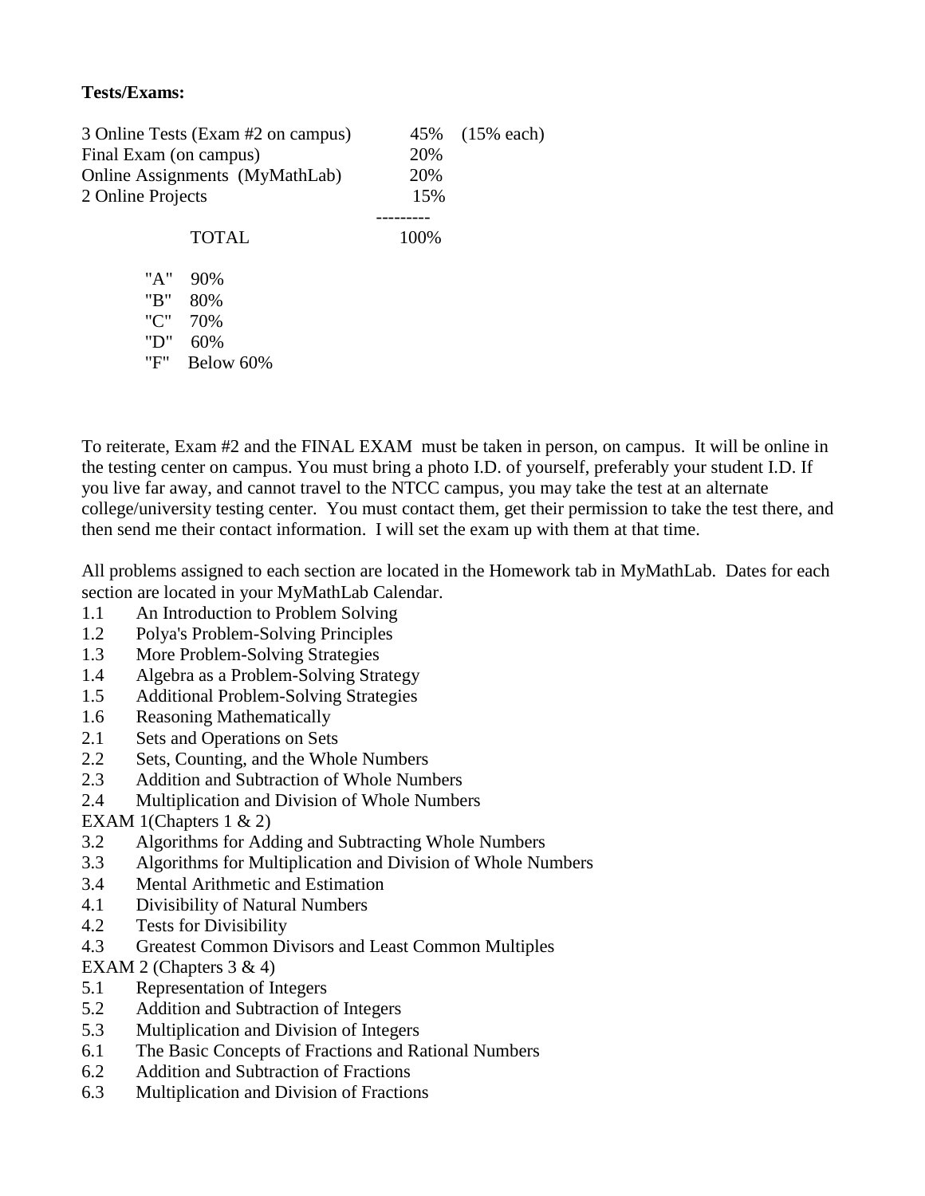**Tests/Exams:**

| | | |
|---|---|---|
| 3 Online Tests (Exam #2 on campus) | 45% | (15% each) |
| Final Exam (on campus) | 20% | |
| Online Assignments (MyMathLab) | 20% | |
| 2 Online Projects | 15% | |
| | --------- | |
| TOTAL | 100% | |

| | |
|---|---|
| "A" | 90% |
| "B" | 80% |
| "C" | 70% |
| "D" | 60% |
| "F" | Below 60% |

To reiterate, Exam #2 and the FINAL EXAM must be taken in person, on campus. It will be online in the testing center on campus. You must bring a photo I.D. of yourself, preferably your student I.D. If you live far away, and cannot travel to the NTCC campus, you may take the test at an alternate college/university testing center. You must contact them, get their permission to take the test there, and then send me their contact information. I will set the exam up with them at that time.

All problems assigned to each section are located in the Homework tab in MyMathLab. Dates for each section are located in your MyMathLab Calendar.

1.1 An Introduction to Problem Solving
1.2 Polya's Problem-Solving Principles
1.3 More Problem-Solving Strategies
1.4 Algebra as a Problem-Solving Strategy
1.5 Additional Problem-Solving Strategies
1.6 Reasoning Mathematically
2.1 Sets and Operations on Sets
2.2 Sets, Counting, and the Whole Numbers
2.3 Addition and Subtraction of Whole Numbers
2.4 Multiplication and Division of Whole Numbers
EXAM 1(Chapters 1 & 2)
3.2 Algorithms for Adding and Subtracting Whole Numbers
3.3 Algorithms for Multiplication and Division of Whole Numbers
3.4 Mental Arithmetic and Estimation
4.1 Divisibility of Natural Numbers
4.2 Tests for Divisibility
4.3 Greatest Common Divisors and Least Common Multiples
EXAM 2 (Chapters 3 & 4)
5.1 Representation of Integers
5.2 Addition and Subtraction of Integers
5.3 Multiplication and Division of Integers
6.1 The Basic Concepts of Fractions and Rational Numbers
6.2 Addition and Subtraction of Fractions
6.3 Multiplication and Division of Fractions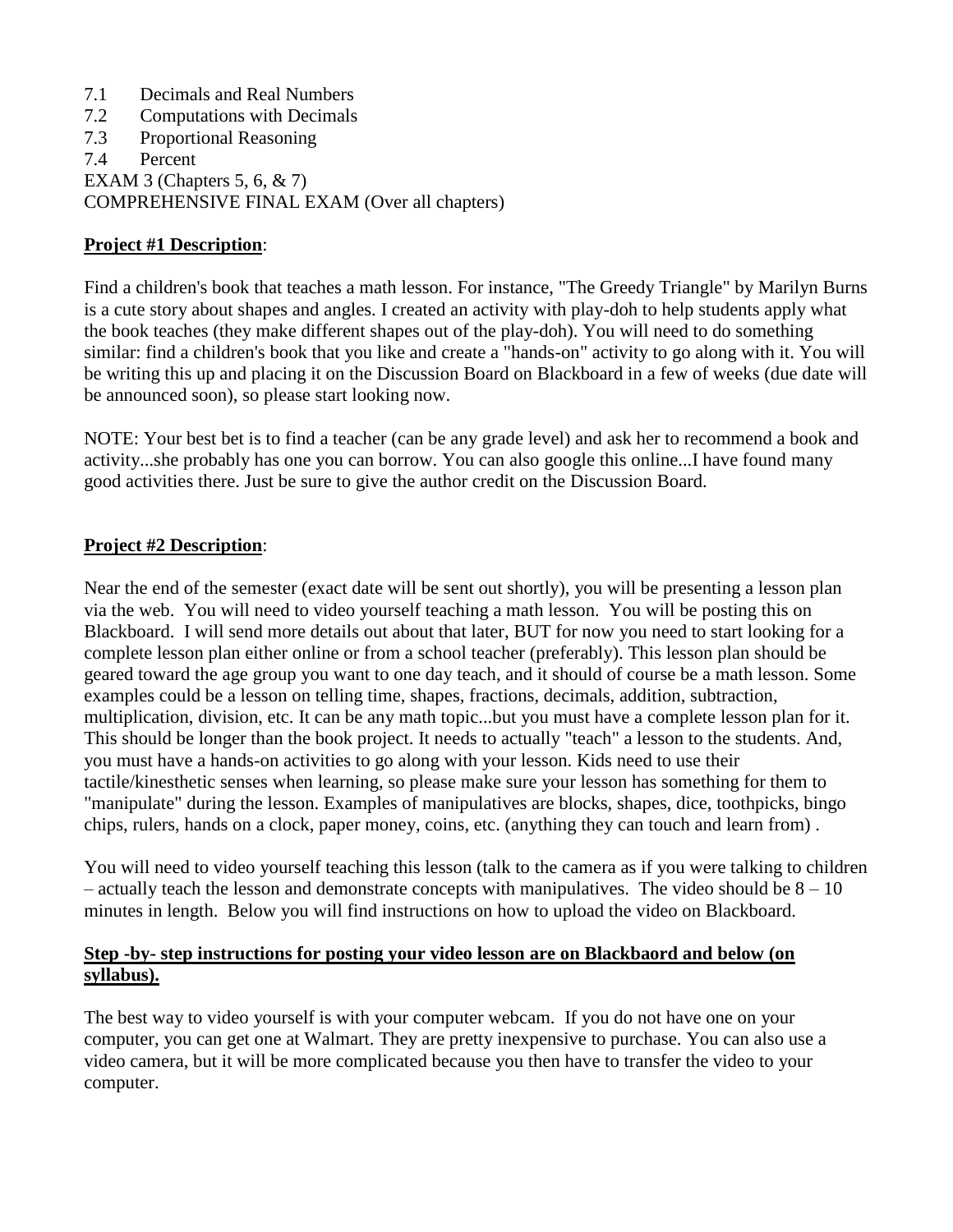7.1 Decimals and Real Numbers
7.2 Computations with Decimals
7.3 Proportional Reasoning
7.4 Percent
EXAM 3 (Chapters 5, 6, & 7)
COMPREHENSIVE FINAL EXAM (Over all chapters)

**Project #1 Description**:

Find a children's book that teaches a math lesson. For instance, "The Greedy Triangle" by Marilyn Burns is a cute story about shapes and angles. I created an activity with play-doh to help students apply what the book teaches (they make different shapes out of the play-doh). You will need to do something similar: find a children's book that you like and create a "hands-on" activity to go along with it. You will be writing this up and placing it on the Discussion Board on Blackboard in a few of weeks (due date will be announced soon), so please start looking now.

NOTE: Your best bet is to find a teacher (can be any grade level) and ask her to recommend a book and activity...she probably has one you can borrow. You can also google this online...I have found many good activities there. Just be sure to give the author credit on the Discussion Board.

**Project #2 Description**:

Near the end of the semester (exact date will be sent out shortly), you will be presenting a lesson plan via the web. You will need to video yourself teaching a math lesson. You will be posting this on Blackboard. I will send more details out about that later, BUT for now you need to start looking for a complete lesson plan either online or from a school teacher (preferably). This lesson plan should be geared toward the age group you want to one day teach, and it should of course be a math lesson. Some examples could be a lesson on telling time, shapes, fractions, decimals, addition, subtraction, multiplication, division, etc. It can be any math topic...but you must have a complete lesson plan for it. This should be longer than the book project. It needs to actually "teach" a lesson to the students. And, you must have a hands-on activities to go along with your lesson. Kids need to use their tactile/kinesthetic senses when learning, so please make sure your lesson has something for them to "manipulate" during the lesson. Examples of manipulatives are blocks, shapes, dice, toothpicks, bingo chips, rulers, hands on a clock, paper money, coins, etc. (anything they can touch and learn from) .

You will need to video yourself teaching this lesson (talk to the camera as if you were talking to children – actually teach the lesson and demonstrate concepts with manipulatives. The video should be 8 – 10 minutes in length. Below you will find instructions on how to upload the video on Blackboard.

**Step -by- step instructions for posting your video lesson are on Blackbaord and below (on syllabus).**

The best way to video yourself is with your computer webcam. If you do not have one on your computer, you can get one at Walmart. They are pretty inexpensive to purchase. You can also use a video camera, but it will be more complicated because you then have to transfer the video to your computer.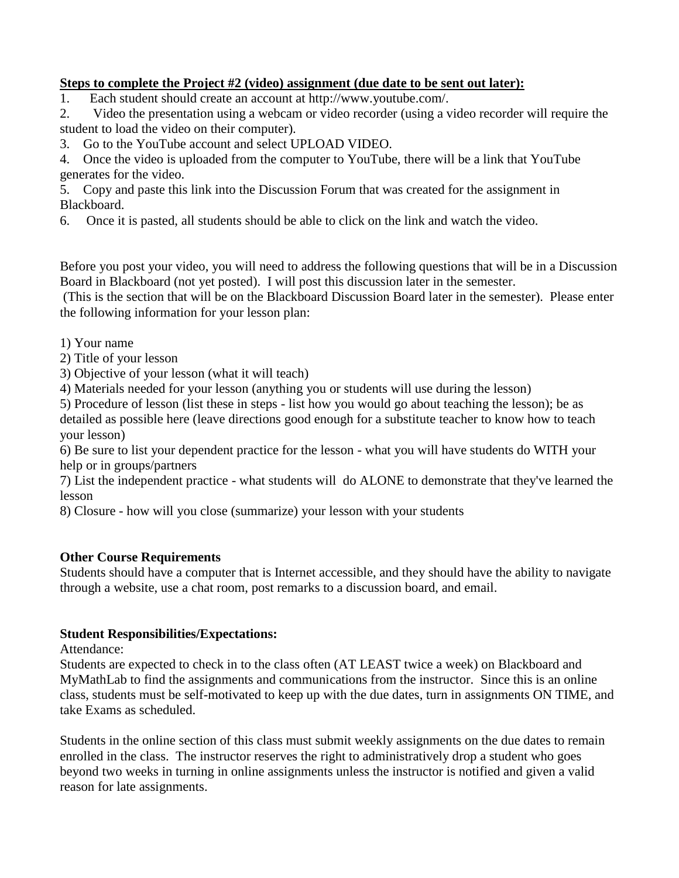**Steps to complete the Project #2 (video) assignment (due date to be sent out later):**

1. Each student should create an account at http://www.youtube.com/.
2. Video the presentation using a webcam or video recorder (using a video recorder will require the student to load the video on their computer).
3. Go to the YouTube account and select UPLOAD VIDEO.
4. Once the video is uploaded from the computer to YouTube, there will be a link that YouTube generates for the video.
5. Copy and paste this link into the Discussion Forum that was created for the assignment in Blackboard.
6. Once it is pasted, all students should be able to click on the link and watch the video.

Before you post your video, you will need to address the following questions that will be in a Discussion Board in Blackboard (not yet posted). I will post this discussion later in the semester. (This is the section that will be on the Blackboard Discussion Board later in the semester). Please enter the following information for your lesson plan:

1) Your name
2) Title of your lesson
3) Objective of your lesson (what it will teach)
4) Materials needed for your lesson (anything you or students will use during the lesson)
5) Procedure of lesson (list these in steps - list how you would go about teaching the lesson); be as detailed as possible here (leave directions good enough for a substitute teacher to know how to teach your lesson)
6) Be sure to list your dependent practice for the lesson - what you will have students do WITH your help or in groups/partners
7) List the independent practice - what students will do ALONE to demonstrate that they've learned the lesson
8) Closure - how will you close (summarize) your lesson with your students

**Other Course Requirements**

Students should have a computer that is Internet accessible, and they should have the ability to navigate through a website, use a chat room, post remarks to a discussion board, and email.

**Student Responsibilities/Expectations:**

Attendance:

Students are expected to check in to the class often (AT LEAST twice a week) on Blackboard and MyMathLab to find the assignments and communications from the instructor. Since this is an online class, students must be self-motivated to keep up with the due dates, turn in assignments ON TIME, and take Exams as scheduled.

Students in the online section of this class must submit weekly assignments on the due dates to remain enrolled in the class. The instructor reserves the right to administratively drop a student who goes beyond two weeks in turning in online assignments unless the instructor is notified and given a valid reason for late assignments.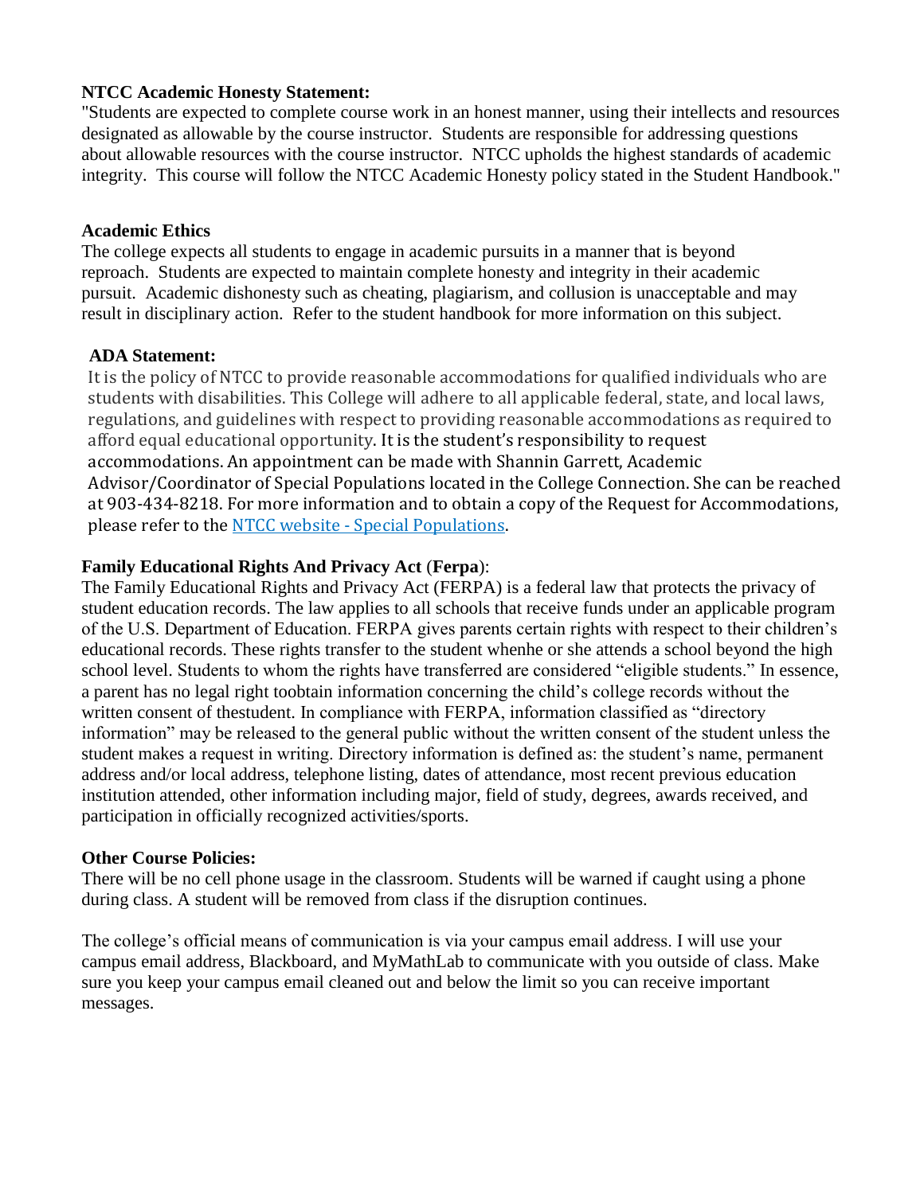**NTCC Academic Honesty Statement:**

"Students are expected to complete course work in an honest manner, using their intellects and resources designated as allowable by the course instructor. Students are responsible for addressing questions about allowable resources with the course instructor. NTCC upholds the highest standards of academic integrity. This course will follow the NTCC Academic Honesty policy stated in the Student Handbook."

**Academic Ethics**

The college expects all students to engage in academic pursuits in a manner that is beyond reproach. Students are expected to maintain complete honesty and integrity in their academic pursuit. Academic dishonesty such as cheating, plagiarism, and collusion is unacceptable and may result in disciplinary action. Refer to the student handbook for more information on this subject.

**ADA Statement:**

It is the policy of NTCC to provide reasonable accommodations for qualified individuals who are students with disabilities. This College will adhere to all applicable federal, state, and local laws, regulations, and guidelines with respect to providing reasonable accommodations as required to afford equal educational opportunity. It is the student's responsibility to request accommodations. An appointment can be made with Shannin Garrett, Academic Advisor/Coordinator of Special Populations located in the College Connection. She can be reached at 903-434-8218. For more information and to obtain a copy of the Request for Accommodations, please refer to the NTCC website - Special Populations.

**Family Educational Rights And Privacy Act (Ferpa)**:

The Family Educational Rights and Privacy Act (FERPA) is a federal law that protects the privacy of student education records. The law applies to all schools that receive funds under an applicable program of the U.S. Department of Education. FERPA gives parents certain rights with respect to their children's educational records. These rights transfer to the student whenhe or she attends a school beyond the high school level. Students to whom the rights have transferred are considered "eligible students." In essence, a parent has no legal right toobtain information concerning the child's college records without the written consent of thestudent. In compliance with FERPA, information classified as "directory information" may be released to the general public without the written consent of the student unless the student makes a request in writing. Directory information is defined as: the student's name, permanent address and/or local address, telephone listing, dates of attendance, most recent previous education institution attended, other information including major, field of study, degrees, awards received, and participation in officially recognized activities/sports.

**Other Course Policies:**

There will be no cell phone usage in the classroom. Students will be warned if caught using a phone during class. A student will be removed from class if the disruption continues.

The college's official means of communication is via your campus email address. I will use your campus email address, Blackboard, and MyMathLab to communicate with you outside of class. Make sure you keep your campus email cleaned out and below the limit so you can receive important messages.